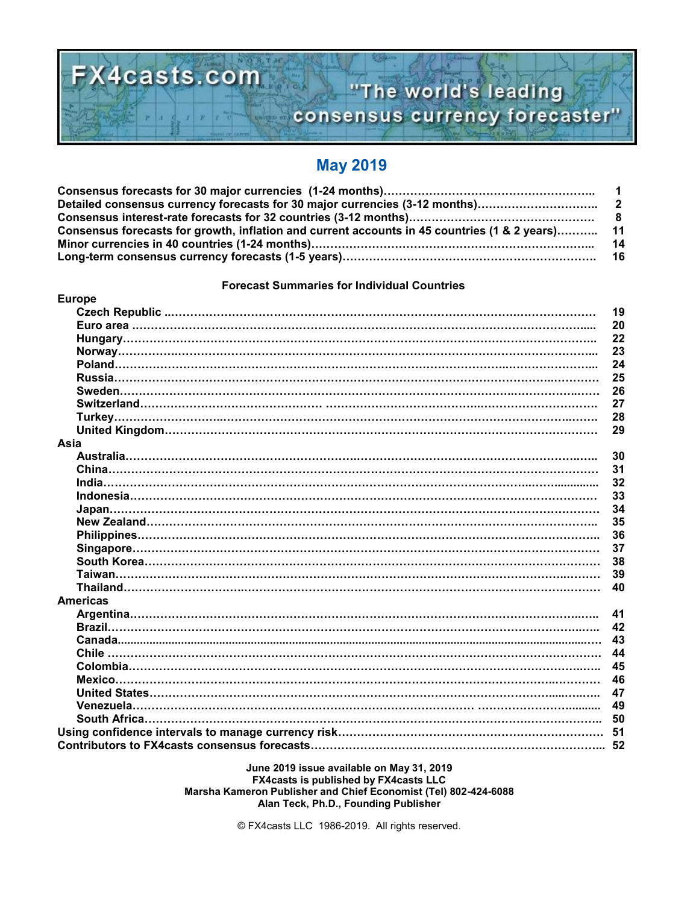FX4casts.com

"The world's leading consensus currency forecaster"

# May 2019

| | |
|---|---|
| **Consensus forecasts for 30 major currencies (1-24 months)** | **1** |
| **Detailed consensus currency forecasts for 30 major currencies (3-12 months)** | **2** |
| **Consensus interest-rate forecasts for 32 countries (3-12 months)** | **8** |
| **Consensus forecasts for growth, inflation and current accounts in 45 countries (1 & 2 years)** | **11** |
| **Minor currencies in 40 countries (1-24 months)** | **14** |
| **Long-term consensus currency forecasts (1-5 years)** | **16** |

## Forecast Summaries for Individual Countries

| | |
|---|---|
| **Europe** | |
| **Czech Republic** | **19** |
| **Euro area** | **20** |
| **Hungary** | **22** |
| **Norway** | **23** |
| **Poland** | **24** |
| **Russia** | **25** |
| **Sweden** | **26** |
| **Switzerland** | **27** |
| **Turkey** | **28** |
| **United Kingdom** | **29** |
| **Asia** | |
| **Australia** | **30** |
| **China** | **31** |
| **India** | **32** |
| **Indonesia** | **33** |
| **Japan** | **34** |
| **New Zealand** | **35** |
| **Philippines** | **36** |
| **Singapore** | **37** |
| **South Korea** | **38** |
| **Taiwan** | **39** |
| **Thailand** | **40** |
| **Americas** | |
| **Argentina** | **41** |
| **Brazil** | **42** |
| **Canada** | **43** |
| **Chile** | **44** |
| **Colombia** | **45** |
| **Mexico** | **46** |
| **United States** | **47** |
| **Venezuela** | **49** |
| **South Africa** | **50** |
| **Using confidence intervals to manage currency risk** | **51** |
| **Contributors to FX4casts consensus forecasts** | **52** |

**June 2019 issue available on May 31, 2019**
**FX4casts is published by FX4casts LLC**
**Marsha Kameron Publisher and Chief Economist (Tel) 802-424-6088**
**Alan Teck, Ph.D., Founding Publisher**

© FX4casts LLC 1986-2019. All rights reserved.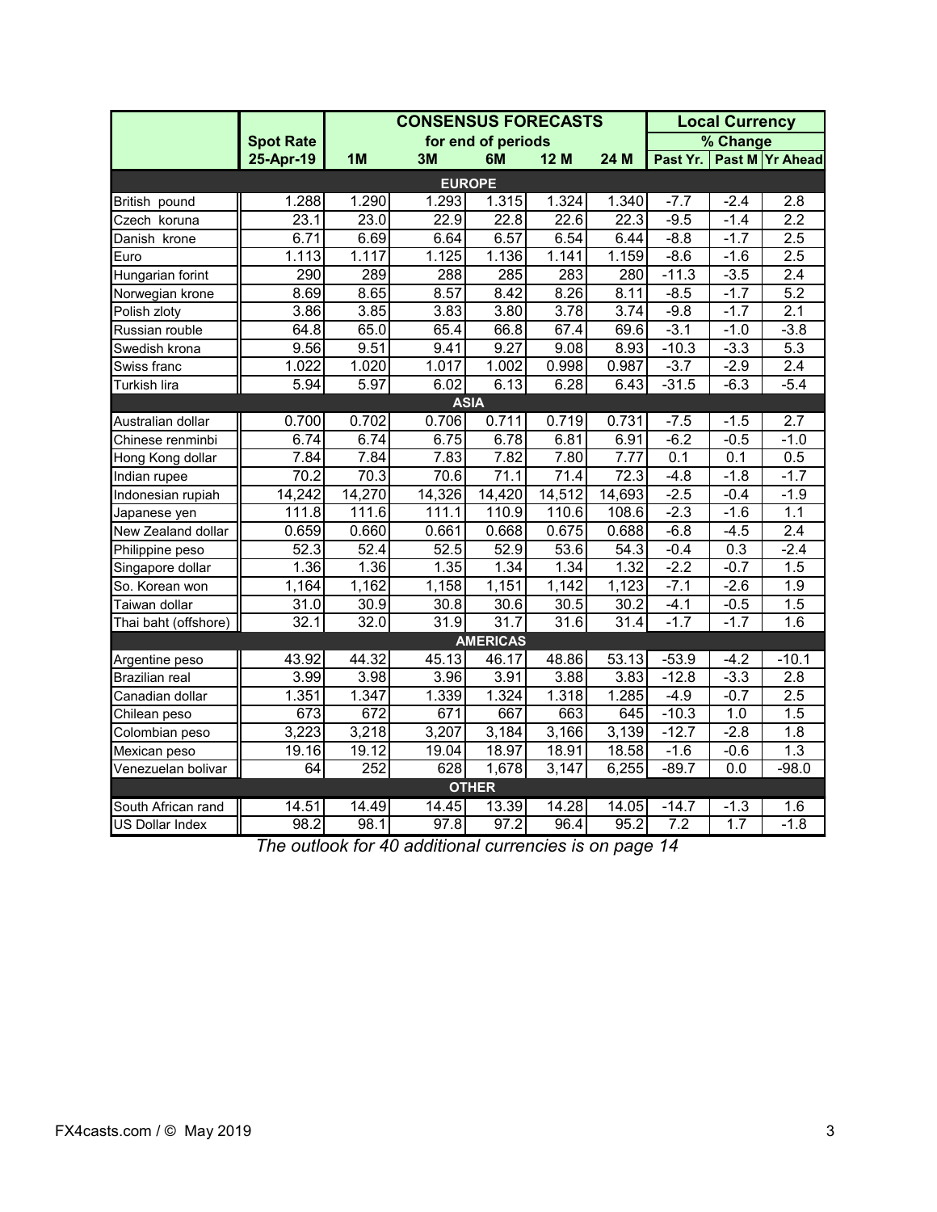| | Spot Rate | CONSENSUS FORECASTS for end of periods | | | | | Local Currency % Change | | |
|---|---|---|---|---|---|---|---|---|---|
| | 25-Apr-19 | 1M | 3M | 6M | 12 M | 24 M | Past Yr. | Past M | Yr Ahead |
| **EUROPE** | | | | | | | | | |
| British pound | 1.288 | 1.290 | 1.293 | 1.315 | 1.324 | 1.340 | -7.7 | -2.4 | 2.8 |
| Czech koruna | 23.1 | 23.0 | 22.9 | 22.8 | 22.6 | 22.3 | -9.5 | -1.4 | 2.2 |
| Danish krone | 6.71 | 6.69 | 6.64 | 6.57 | 6.54 | 6.44 | -8.8 | -1.7 | 2.5 |
| Euro | 1.113 | 1.117 | 1.125 | 1.136 | 1.141 | 1.159 | -8.6 | -1.6 | 2.5 |
| Hungarian forint | 290 | 289 | 288 | 285 | 283 | 280 | -11.3 | -3.5 | 2.4 |
| Norwegian krone | 8.69 | 8.65 | 8.57 | 8.42 | 8.26 | 8.11 | -8.5 | -1.7 | 5.2 |
| Polish zloty | 3.86 | 3.85 | 3.83 | 3.80 | 3.78 | 3.74 | -9.8 | -1.7 | 2.1 |
| Russian rouble | 64.8 | 65.0 | 65.4 | 66.8 | 67.4 | 69.6 | -3.1 | -1.0 | -3.8 |
| Swedish krona | 9.56 | 9.51 | 9.41 | 9.27 | 9.08 | 8.93 | -10.3 | -3.3 | 5.3 |
| Swiss franc | 1.022 | 1.020 | 1.017 | 1.002 | 0.998 | 0.987 | -3.7 | -2.9 | 2.4 |
| Turkish lira | 5.94 | 5.97 | 6.02 | 6.13 | 6.28 | 6.43 | -31.5 | -6.3 | -5.4 |
| **ASIA** | | | | | | | | | |
| Australian dollar | 0.700 | 0.702 | 0.706 | 0.711 | 0.719 | 0.731 | -7.5 | -1.5 | 2.7 |
| Chinese renminbi | 6.74 | 6.74 | 6.75 | 6.78 | 6.81 | 6.91 | -6.2 | -0.5 | -1.0 |
| Hong Kong dollar | 7.84 | 7.84 | 7.83 | 7.82 | 7.80 | 7.77 | 0.1 | 0.1 | 0.5 |
| Indian rupee | 70.2 | 70.3 | 70.6 | 71.1 | 71.4 | 72.3 | -4.8 | -1.8 | -1.7 |
| Indonesian rupiah | 14,242 | 14,270 | 14,326 | 14,420 | 14,512 | 14,693 | -2.5 | -0.4 | -1.9 |
| Japanese yen | 111.8 | 111.6 | 111.1 | 110.9 | 110.6 | 108.6 | -2.3 | -1.6 | 1.1 |
| New Zealand dollar | 0.659 | 0.660 | 0.661 | 0.668 | 0.675 | 0.688 | -6.8 | -4.5 | 2.4 |
| Philippine peso | 52.3 | 52.4 | 52.5 | 52.9 | 53.6 | 54.3 | -0.4 | 0.3 | -2.4 |
| Singapore dollar | 1.36 | 1.36 | 1.35 | 1.34 | 1.34 | 1.32 | -2.2 | -0.7 | 1.5 |
| So. Korean won | 1,164 | 1,162 | 1,158 | 1,151 | 1,142 | 1,123 | -7.1 | -2.6 | 1.9 |
| Taiwan dollar | 31.0 | 30.9 | 30.8 | 30.6 | 30.5 | 30.2 | -4.1 | -0.5 | 1.5 |
| Thai baht (offshore) | 32.1 | 32.0 | 31.9 | 31.7 | 31.6 | 31.4 | -1.7 | -1.7 | 1.6 |
| **AMERICAS** | | | | | | | | | |
| Argentine peso | 43.92 | 44.32 | 45.13 | 46.17 | 48.86 | 53.13 | -53.9 | -4.2 | -10.1 |
| Brazilian real | 3.99 | 3.98 | 3.96 | 3.91 | 3.88 | 3.83 | -12.8 | -3.3 | 2.8 |
| Canadian dollar | 1.351 | 1.347 | 1.339 | 1.324 | 1.318 | 1.285 | -4.9 | -0.7 | 2.5 |
| Chilean peso | 673 | 672 | 671 | 667 | 663 | 645 | -10.3 | 1.0 | 1.5 |
| Colombian peso | 3,223 | 3,218 | 3,207 | 3,184 | 3,166 | 3,139 | -12.7 | -2.8 | 1.8 |
| Mexican peso | 19.16 | 19.12 | 19.04 | 18.97 | 18.91 | 18.58 | -1.6 | -0.6 | 1.3 |
| Venezuelan bolivar | 64 | 252 | 628 | 1,678 | 3,147 | 6,255 | -89.7 | 0.0 | -98.0 |
| **OTHER** | | | | | | | | | |
| South African rand | 14.51 | 14.49 | 14.45 | 13.39 | 14.28 | 14.05 | -14.7 | -1.3 | 1.6 |
| US Dollar Index | 98.2 | 98.1 | 97.8 | 97.2 | 96.4 | 95.2 | 7.2 | 1.7 | -1.8 |

*The outlook for 40 additional currencies is on page 14*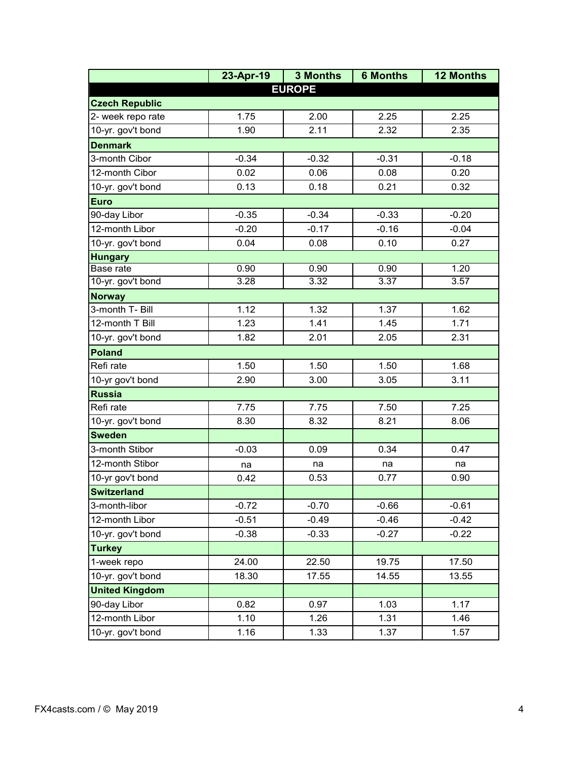| | 23-Apr-19 | 3 Months | 6 Months | 12 Months |
|---|---|---|---|---|
| **EUROPE** | | | | |
| **Czech Republic** | | | | |
| 2- week repo rate | 1.75 | 2.00 | 2.25 | 2.25 |
| 10-yr. gov't bond | 1.90 | 2.11 | 2.32 | 2.35 |
| **Denmark** | | | | |
| 3-month Cibor | -0.34 | -0.32 | -0.31 | -0.18 |
| 12-month Cibor | 0.02 | 0.06 | 0.08 | 0.20 |
| 10-yr. gov't bond | 0.13 | 0.18 | 0.21 | 0.32 |
| **Euro** | | | | |
| 90-day Libor | -0.35 | -0.34 | -0.33 | -0.20 |
| 12-month Libor | -0.20 | -0.17 | -0.16 | -0.04 |
| 10-yr. gov't bond | 0.04 | 0.08 | 0.10 | 0.27 |
| **Hungary** | | | | |
| Base rate | 0.90 | 0.90 | 0.90 | 1.20 |
| 10-yr. gov't bond | 3.28 | 3.32 | 3.37 | 3.57 |
| **Norway** | | | | |
| 3-month T- Bill | 1.12 | 1.32 | 1.37 | 1.62 |
| 12-month T Bill | 1.23 | 1.41 | 1.45 | 1.71 |
| 10-yr. gov't bond | 1.82 | 2.01 | 2.05 | 2.31 |
| **Poland** | | | | |
| Refi rate | 1.50 | 1.50 | 1.50 | 1.68 |
| 10-yr gov't bond | 2.90 | 3.00 | 3.05 | 3.11 |
| **Russia** | | | | |
| Refi rate | 7.75 | 7.75 | 7.50 | 7.25 |
| 10-yr. gov't bond | 8.30 | 8.32 | 8.21 | 8.06 |
| **Sweden** | | | | |
| 3-month Stibor | -0.03 | 0.09 | 0.34 | 0.47 |
| 12-month Stibor | na | na | na | na |
| 10-yr gov't bond | 0.42 | 0.53 | 0.77 | 0.90 |
| **Switzerland** | | | | |
| 3-month-libor | -0.72 | -0.70 | -0.66 | -0.61 |
| 12-month Libor | -0.51 | -0.49 | -0.46 | -0.42 |
| 10-yr. gov't bond | -0.38 | -0.33 | -0.27 | -0.22 |
| **Turkey** | | | | |
| 1-week repo | 24.00 | 22.50 | 19.75 | 17.50 |
| 10-yr. gov't bond | 18.30 | 17.55 | 14.55 | 13.55 |
| **United Kingdom** | | | | |
| 90-day Libor | 0.82 | 0.97 | 1.03 | 1.17 |
| 12-month Libor | 1.10 | 1.26 | 1.31 | 1.46 |
| 10-yr. gov't bond | 1.16 | 1.33 | 1.37 | 1.57 |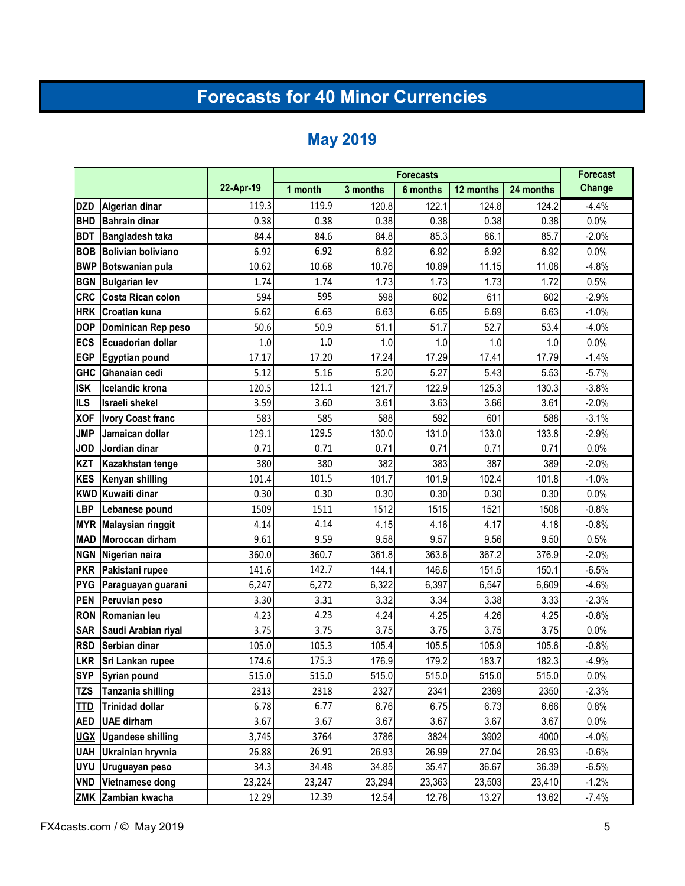# Forecasts for 40 Minor Currencies

## May 2019

| | | 22-Apr-19 | Forecasts | | | | | Forecast Change |
|---|---|---|---|---|---|---|---|---|
| | | | 1 month | 3 months | 6 months | 12 months | 24 months | |
| DZD | Algerian dinar | 119.3 | 119.9 | 120.8 | 122.1 | 124.8 | 124.2 | -4.4% |
| BHD | Bahrain dinar | 0.38 | 0.38 | 0.38 | 0.38 | 0.38 | 0.38 | 0.0% |
| BDT | Bangladesh taka | 84.4 | 84.6 | 84.8 | 85.3 | 86.1 | 85.7 | -2.0% |
| BOB | Bolivian boliviano | 6.92 | 6.92 | 6.92 | 6.92 | 6.92 | 6.92 | 0.0% |
| BWP | Botswanian pula | 10.62 | 10.68 | 10.76 | 10.89 | 11.15 | 11.08 | -4.8% |
| BGN | Bulgarian lev | 1.74 | 1.74 | 1.73 | 1.73 | 1.73 | 1.72 | 0.5% |
| CRC | Costa Rican colon | 594 | 595 | 598 | 602 | 611 | 602 | -2.9% |
| HRK | Croatian kuna | 6.62 | 6.63 | 6.63 | 6.65 | 6.69 | 6.63 | -1.0% |
| DOP | Dominican Rep peso | 50.6 | 50.9 | 51.1 | 51.7 | 52.7 | 53.4 | -4.0% |
| ECS | Ecuadorian dollar | 1.0 | 1.0 | 1.0 | 1.0 | 1.0 | 1.0 | 0.0% |
| EGP | Egyptian pound | 17.17 | 17.20 | 17.24 | 17.29 | 17.41 | 17.79 | -1.4% |
| GHC | Ghanaian cedi | 5.12 | 5.16 | 5.20 | 5.27 | 5.43 | 5.53 | -5.7% |
| ISK | Icelandic krona | 120.5 | 121.1 | 121.7 | 122.9 | 125.3 | 130.3 | -3.8% |
| ILS | Israeli shekel | 3.59 | 3.60 | 3.61 | 3.63 | 3.66 | 3.61 | -2.0% |
| XOF | Ivory Coast franc | 583 | 585 | 588 | 592 | 601 | 588 | -3.1% |
| JMP | Jamaican dollar | 129.1 | 129.5 | 130.0 | 131.0 | 133.0 | 133.8 | -2.9% |
| JOD | Jordian dinar | 0.71 | 0.71 | 0.71 | 0.71 | 0.71 | 0.71 | 0.0% |
| KZT | Kazakhstan tenge | 380 | 380 | 382 | 383 | 387 | 389 | -2.0% |
| KES | Kenyan shilling | 101.4 | 101.5 | 101.7 | 101.9 | 102.4 | 101.8 | -1.0% |
| KWD | Kuwaiti dinar | 0.30 | 0.30 | 0.30 | 0.30 | 0.30 | 0.30 | 0.0% |
| LBP | Lebanese pound | 1509 | 1511 | 1512 | 1515 | 1521 | 1508 | -0.8% |
| MYR | Malaysian ringgit | 4.14 | 4.14 | 4.15 | 4.16 | 4.17 | 4.18 | -0.8% |
| MAD | Moroccan dirham | 9.61 | 9.59 | 9.58 | 9.57 | 9.56 | 9.50 | 0.5% |
| NGN | Nigerian naira | 360.0 | 360.7 | 361.8 | 363.6 | 367.2 | 376.9 | -2.0% |
| PKR | Pakistani rupee | 141.6 | 142.7 | 144.1 | 146.6 | 151.5 | 150.1 | -6.5% |
| PYG | Paraguayan guarani | 6,247 | 6,272 | 6,322 | 6,397 | 6,547 | 6,609 | -4.6% |
| PEN | Peruvian peso | 3.30 | 3.31 | 3.32 | 3.34 | 3.38 | 3.33 | -2.3% |
| RON | Romanian leu | 4.23 | 4.23 | 4.24 | 4.25 | 4.26 | 4.25 | -0.8% |
| SAR | Saudi Arabian riyal | 3.75 | 3.75 | 3.75 | 3.75 | 3.75 | 3.75 | 0.0% |
| RSD | Serbian dinar | 105.0 | 105.3 | 105.4 | 105.5 | 105.9 | 105.6 | -0.8% |
| LKR | Sri Lankan rupee | 174.6 | 175.3 | 176.9 | 179.2 | 183.7 | 182.3 | -4.9% |
| SYP | Syrian pound | 515.0 | 515.0 | 515.0 | 515.0 | 515.0 | 515.0 | 0.0% |
| TZS | Tanzania shilling | 2313 | 2318 | 2327 | 2341 | 2369 | 2350 | -2.3% |
| TTD | Trinidad dollar | 6.78 | 6.77 | 6.76 | 6.75 | 6.73 | 6.66 | 0.8% |
| AED | UAE dirham | 3.67 | 3.67 | 3.67 | 3.67 | 3.67 | 3.67 | 0.0% |
| UGX | Ugandese shilling | 3,745 | 3764 | 3786 | 3824 | 3902 | 4000 | -4.0% |
| UAH | Ukrainian hryvnia | 26.88 | 26.91 | 26.93 | 26.99 | 27.04 | 26.93 | -0.6% |
| UYU | Uruguayan peso | 34.3 | 34.48 | 34.85 | 35.47 | 36.67 | 36.39 | -6.5% |
| VND | Vietnamese dong | 23,224 | 23,247 | 23,294 | 23,363 | 23,503 | 23,410 | -1.2% |
| ZMK | Zambian kwacha | 12.29 | 12.39 | 12.54 | 12.78 | 13.27 | 13.62 | -7.4% |

FX4casts.com / © May 2019